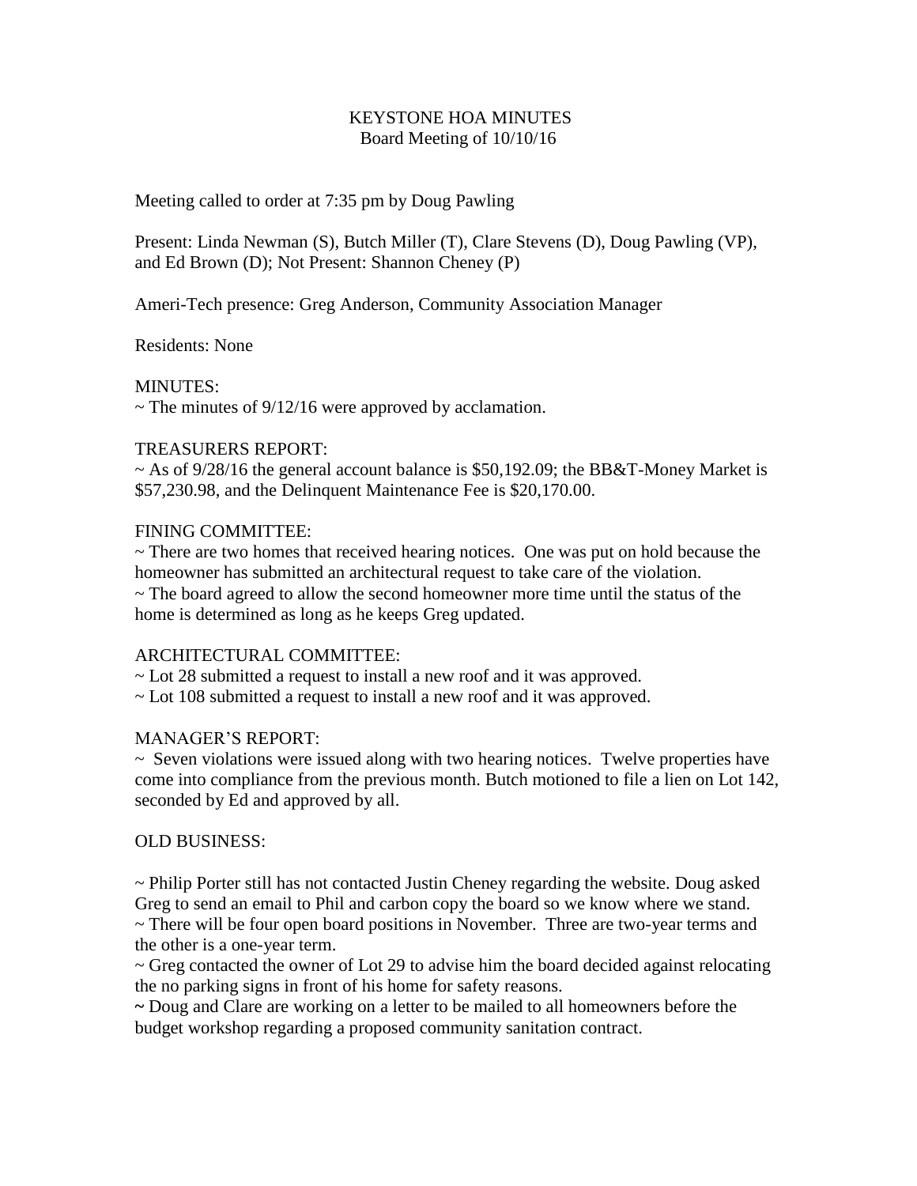# KEYSTONE HOA MINUTES

Board Meeting of 10/10/16

Meeting called to order at 7:35 pm by Doug Pawling

Present: Linda Newman (S), Butch Miller (T), Clare Stevens (D), Doug Pawling (VP), and Ed Brown (D); Not Present: Shannon Cheney (P)

Ameri-Tech presence: Greg Anderson, Community Association Manager

Residents: None

MINUTES:

~ The minutes of 9/12/16 were approved by acclamation.

TREASURERS REPORT:

~ As of 9/28/16 the general account balance is $50,192.09; the BB&T-Money Market is $57,230.98, and the Delinquent Maintenance Fee is $20,170.00.

FINING COMMITTEE:

~ There are two homes that received hearing notices. One was put on hold because the homeowner has submitted an architectural request to take care of the violation.

~ The board agreed to allow the second homeowner more time until the status of the home is determined as long as he keeps Greg updated.

ARCHITECTURAL COMMITTEE:

~ Lot 28 submitted a request to install a new roof and it was approved.

~ Lot 108 submitted a request to install a new roof and it was approved.

MANAGER'S REPORT:

~ Seven violations were issued along with two hearing notices. Twelve properties have come into compliance from the previous month. Butch motioned to file a lien on Lot 142, seconded by Ed and approved by all.

OLD BUSINESS:

~ Philip Porter still has not contacted Justin Cheney regarding the website. Doug asked Greg to send an email to Phil and carbon copy the board so we know where we stand.

~ There will be four open board positions in November. Three are two-year terms and the other is a one-year term.

~ Greg contacted the owner of Lot 29 to advise him the board decided against relocating the no parking signs in front of his home for safety reasons.

~ Doug and Clare are working on a letter to be mailed to all homeowners before the budget workshop regarding a proposed community sanitation contract.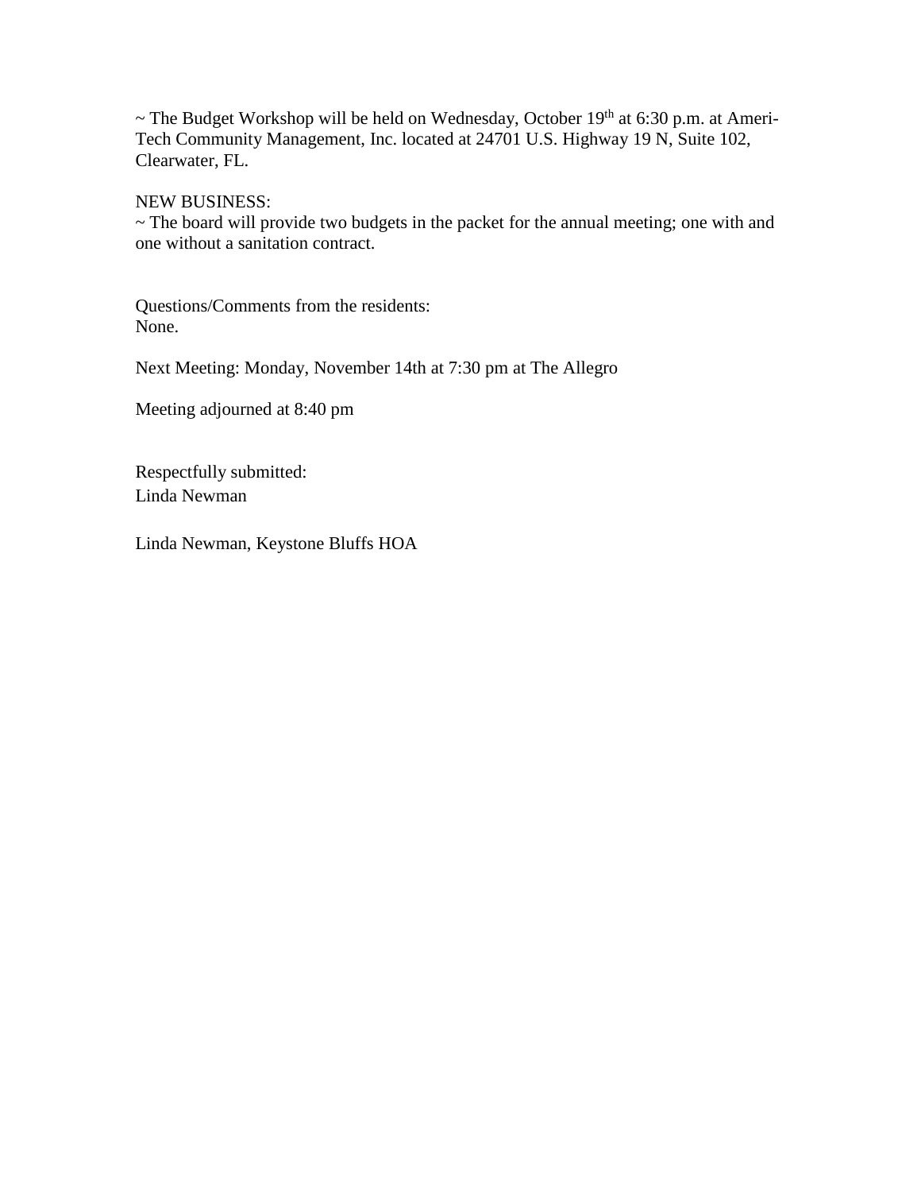~ The Budget Workshop will be held on Wednesday, October 19th at 6:30 p.m. at Ameri-Tech Community Management, Inc. located at 24701 U.S. Highway 19 N, Suite 102, Clearwater, FL.

NEW BUSINESS:
~ The board will provide two budgets in the packet for the annual meeting; one with and one without a sanitation contract.

Questions/Comments from the residents:
None.

Next Meeting: Monday, November 14th at 7:30 pm at The Allegro

Meeting adjourned at 8:40 pm

Respectfully submitted:
Linda Newman

Linda Newman, Keystone Bluffs HOA